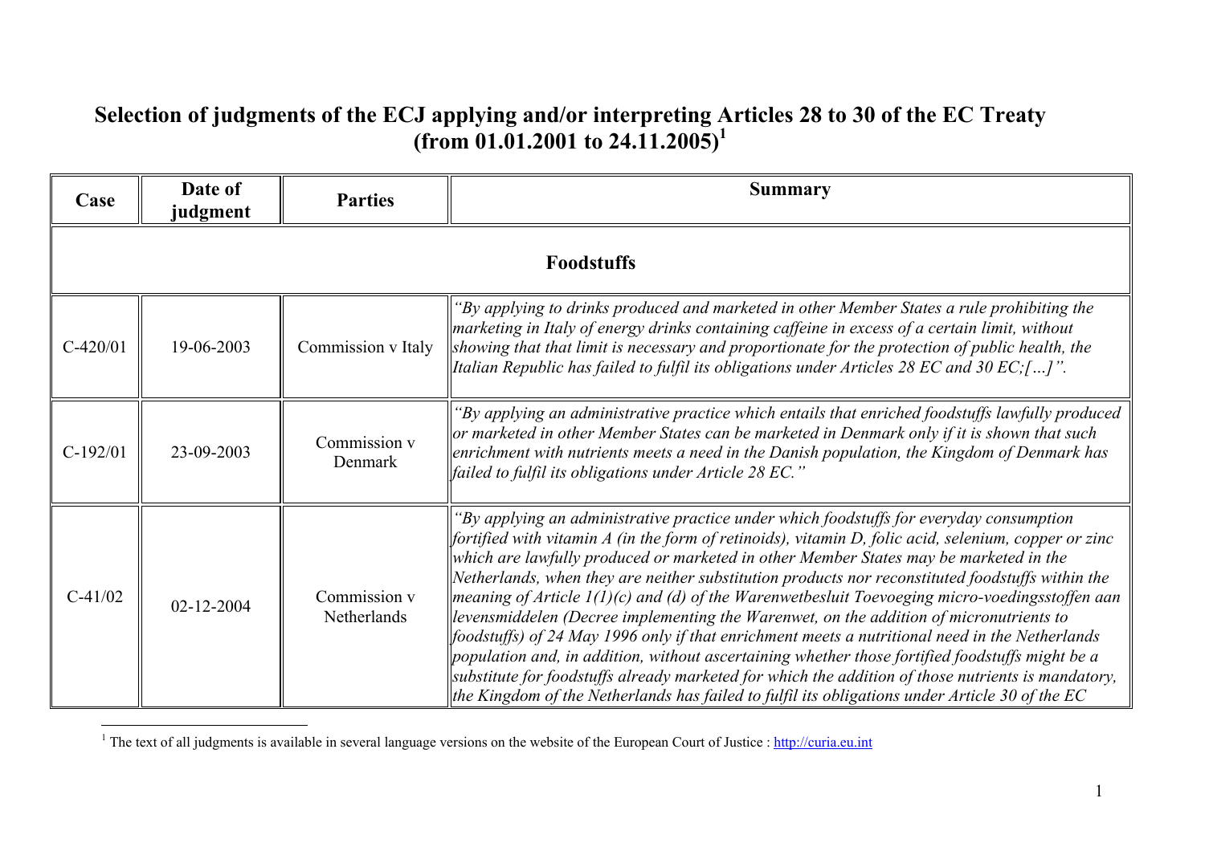# Selection of judgments of the ECJ applying and/or interpreting Articles 28 to 30 of the EC Treaty (from 01.01.2001 to 24.11.2005)[1]

| Case | Date of judgment | Parties | Summary |
|---|---|---|---|
| **Foodstuffs** | | | |
| C-420/01 | 19-06-2003 | Commission v Italy | *"By applying to drinks produced and marketed in other Member States a rule prohibiting the marketing in Italy of energy drinks containing caffeine in excess of a certain limit, without showing that that limit is necessary and proportionate for the protection of public health, the Italian Republic has failed to fulfil its obligations under Articles 28 EC and 30 EC;[…]".* |
| C-192/01 | 23-09-2003 | Commission v Denmark | *"By applying an administrative practice which entails that enriched foodstuffs lawfully produced or marketed in other Member States can be marketed in Denmark only if it is shown that such enrichment with nutrients meets a need in the Danish population, the Kingdom of Denmark has failed to fulfil its obligations under Article 28 EC."* |
| C-41/02 | 02-12-2004 | Commission v Netherlands | *"By applying an administrative practice under which foodstuffs for everyday consumption fortified with vitamin A (in the form of retinoids), vitamin D, folic acid, selenium, copper or zinc which are lawfully produced or marketed in other Member States may be marketed in the Netherlands, when they are neither substitution products nor reconstituted foodstuffs within the meaning of Article 1(1)(c) and (d) of the Warenwetbesluit Toevoeging micro-voedingsstoffen aan levensmiddelen (Decree implementing the Warenwet, on the addition of micronutrients to foodstuffs) of 24 May 1996 only if that enrichment meets a nutritional need in the Netherlands population and, in addition, without ascertaining whether those fortified foodstuffs might be a substitute for foodstuffs already marketed for which the addition of those nutrients is mandatory, the Kingdom of the Netherlands has failed to fulfil its obligations under Article 30 of the EC* |

[1] The text of all judgments is available in several language versions on the website of the European Court of Justice : http://curia.eu.int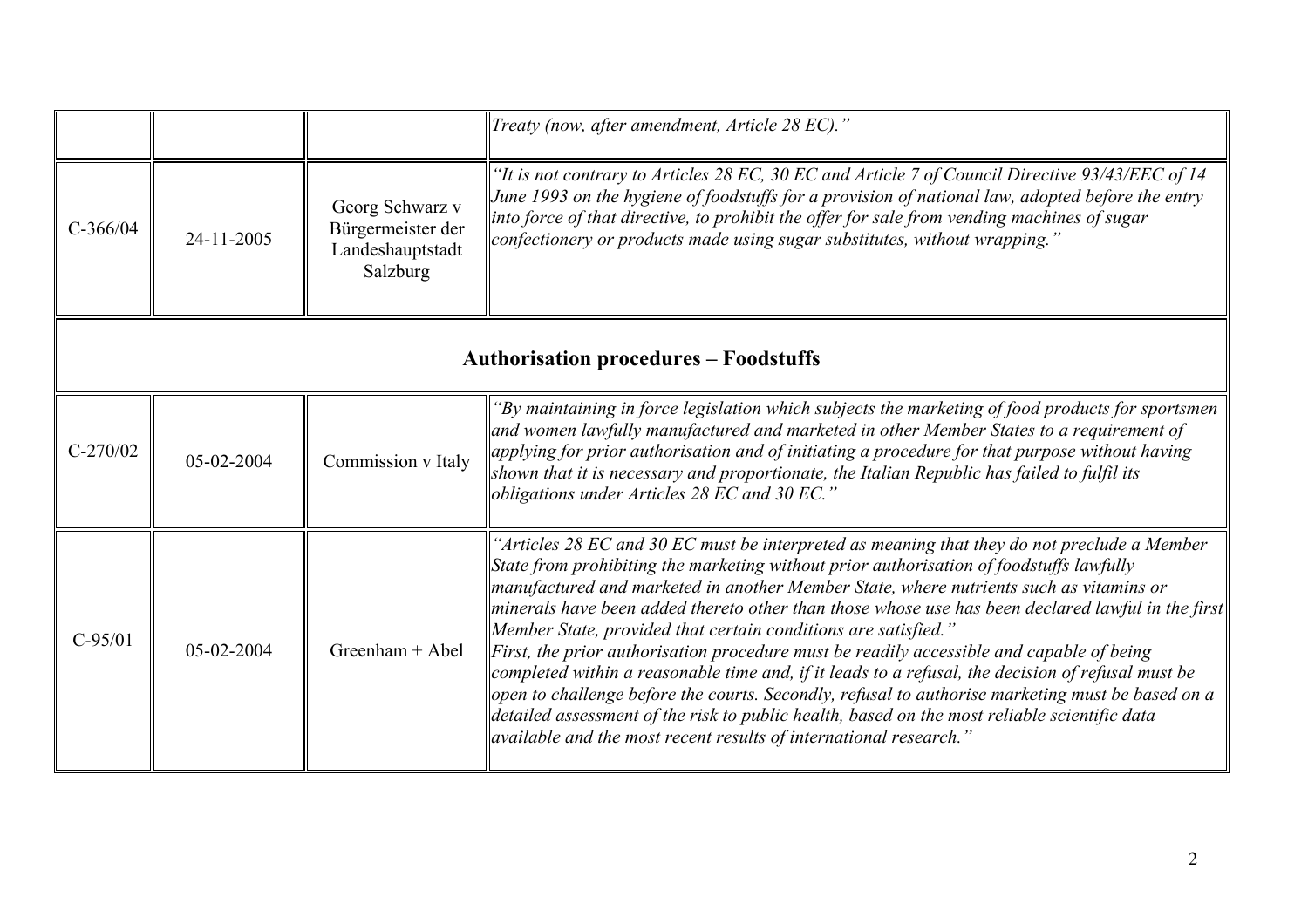| | | | |
|---|---|---|---|
| | | | *Treaty (now, after amendment, Article 28 EC)."* |
| C-366/04 | 24-11-2005 | Georg Schwarz v Bürgermeister der Landeshauptstadt Salzburg | *"It is not contrary to Articles 28 EC, 30 EC and Article 7 of Council Directive 93/43/EEC of 14 June 1993 on the hygiene of foodstuffs for a provision of national law, adopted before the entry into force of that directive, to prohibit the offer for sale from vending machines of sugar confectionery or products made using sugar substitutes, without wrapping."* |
| **Authorisation procedures – Foodstuffs** | | | |
| C-270/02 | 05-02-2004 | Commission v Italy | *"By maintaining in force legislation which subjects the marketing of food products for sportsmen and women lawfully manufactured and marketed in other Member States to a requirement of applying for prior authorisation and of initiating a procedure for that purpose without having shown that it is necessary and proportionate, the Italian Republic has failed to fulfil its obligations under Articles 28 EC and 30 EC."* |
| C-95/01 | 05-02-2004 | Greenham + Abel | *"Articles 28 EC and 30 EC must be interpreted as meaning that they do not preclude a Member State from prohibiting the marketing without prior authorisation of foodstuffs lawfully manufactured and marketed in another Member State, where nutrients such as vitamins or minerals have been added thereto other than those whose use has been declared lawful in the first Member State, provided that certain conditions are satisfied." First, the prior authorisation procedure must be readily accessible and capable of being completed within a reasonable time and, if it leads to a refusal, the decision of refusal must be open to challenge before the courts. Secondly, refusal to authorise marketing must be based on a detailed assessment of the risk to public health, based on the most reliable scientific data available and the most recent results of international research."* |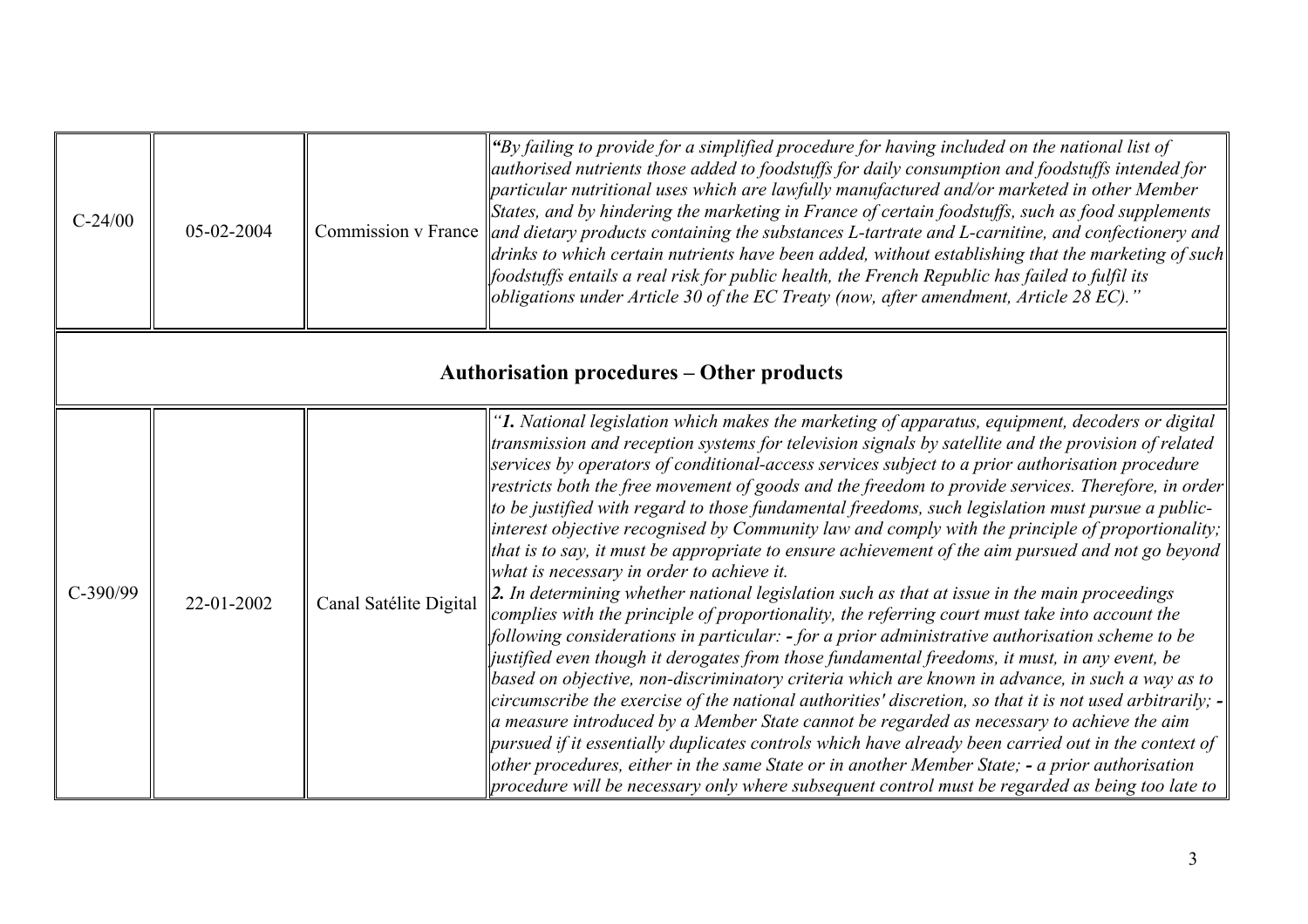| | | | |
|---|---|---|---|
| C-24/00 | 05-02-2004 | Commission v France | *"By failing to provide for a simplified procedure for having included on the national list of authorised nutrients those added to foodstuffs for daily consumption and foodstuffs intended for particular nutritional uses which are lawfully manufactured and/or marketed in other Member States, and by hindering the marketing in France of certain foodstuffs, such as food supplements and dietary products containing the substances L-tartrate and L-carnitine, and confectionery and drinks to which certain nutrients have been added, without establishing that the marketing of such foodstuffs entails a real risk for public health, the French Republic has failed to fulfil its obligations under Article 30 of the EC Treaty (now, after amendment, Article 28 EC)."* |
| **Authorisation procedures – Other products** | | | |
| C-390/99 | 22-01-2002 | Canal Satélite Digital | *"**1.** National legislation which makes the marketing of apparatus, equipment, decoders or digital transmission and reception systems for television signals by satellite and the provision of related services by operators of conditional-access services subject to a prior authorisation procedure restricts both the free movement of goods and the freedom to provide services. Therefore, in order to be justified with regard to those fundamental freedoms, such legislation must pursue a public-interest objective recognised by Community law and comply with the principle of proportionality; that is to say, it must be appropriate to ensure achievement of the aim pursued and not go beyond what is necessary in order to achieve it. **2.** In determining whether national legislation such as that at issue in the main proceedings complies with the principle of proportionality, the referring court must take into account the following considerations in particular: **-** for a prior administrative authorisation scheme to be justified even though it derogates from those fundamental freedoms, it must, in any event, be based on objective, non-discriminatory criteria which are known in advance, in such a way as to circumscribe the exercise of the national authorities' discretion, so that it is not used arbitrarily; **-** a measure introduced by a Member State cannot be regarded as necessary to achieve the aim pursued if it essentially duplicates controls which have already been carried out in the context of other procedures, either in the same State or in another Member State; **-** a prior authorisation procedure will be necessary only where subsequent control must be regarded as being too late to* |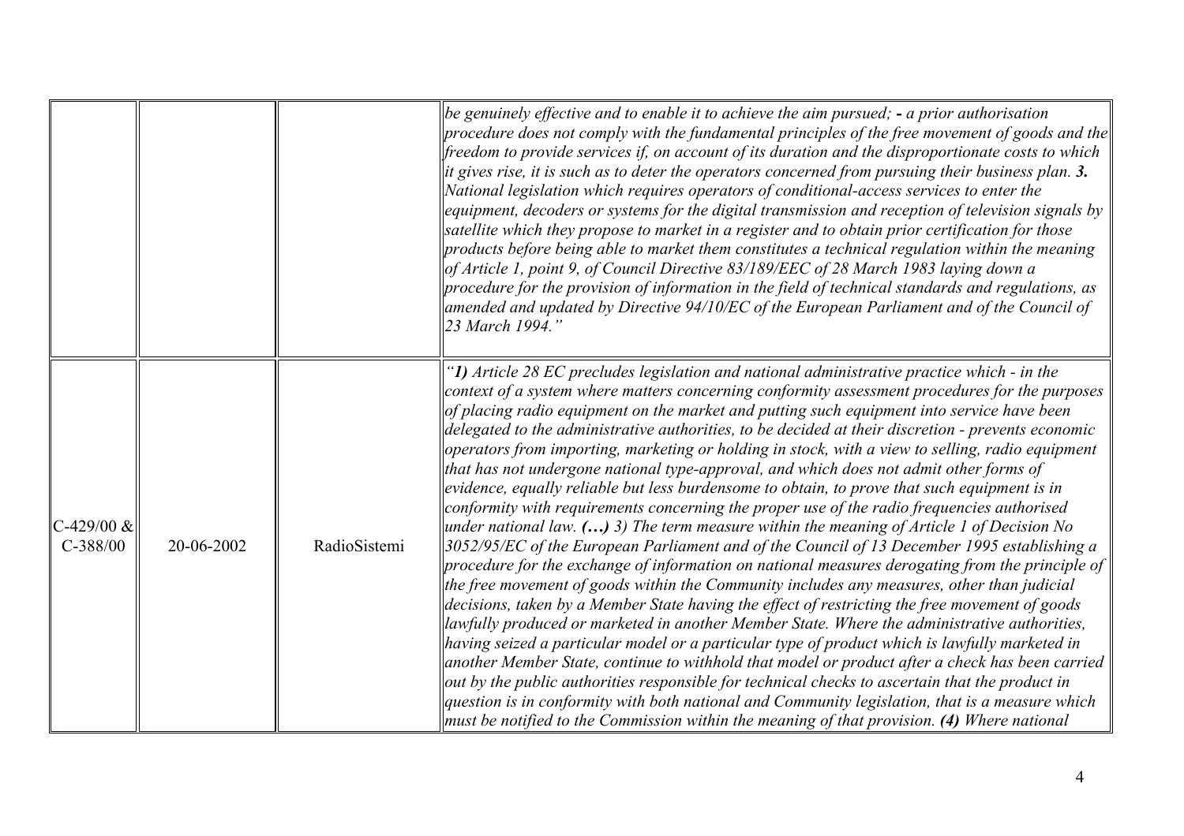| | | | |
|---|---|---|---|
| | | | *be genuinely effective and to enable it to achieve the aim pursued;* **-** *a prior authorisation procedure does not comply with the fundamental principles of the free movement of goods and the freedom to provide services if, on account of its duration and the disproportionate costs to which it gives rise, it is such as to deter the operators concerned from pursuing their business plan.* ***3.*** *National legislation which requires operators of conditional-access services to enter the equipment, decoders or systems for the digital transmission and reception of television signals by satellite which they propose to market in a register and to obtain prior certification for those products before being able to market them constitutes a technical regulation within the meaning of Article 1, point 9, of Council Directive 83/189/EEC of 28 March 1983 laying down a procedure for the provision of information in the field of technical standards and regulations, as amended and updated by Directive 94/10/EC of the European Parliament and of the Council of 23 March 1994."* |
| C-429/00 & C-388/00 | 20-06-2002 | RadioSistemi | *"**1)** Article 28 EC precludes legislation and national administrative practice which - in the context of a system where matters concerning conformity assessment procedures for the purposes of placing radio equipment on the market and putting such equipment into service have been delegated to the administrative authorities, to be decided at their discretion - prevents economic operators from importing, marketing or holding in stock, with a view to selling, radio equipment that has not undergone national type-approval, and which does not admit other forms of evidence, equally reliable but less burdensome to obtain, to prove that such equipment is in conformity with requirements concerning the proper use of the radio frequencies authorised under national law.* ***(…)*** *3) The term measure within the meaning of Article 1 of Decision No 3052/95/EC of the European Parliament and of the Council of 13 December 1995 establishing a procedure for the exchange of information on national measures derogating from the principle of the free movement of goods within the Community includes any measures, other than judicial decisions, taken by a Member State having the effect of restricting the free movement of goods lawfully produced or marketed in another Member State. Where the administrative authorities, having seized a particular model or a particular type of product which is lawfully marketed in another Member State, continue to withhold that model or product after a check has been carried out by the public authorities responsible for technical checks to ascertain that the product in question is in conformity with both national and Community legislation, that is a measure which must be notified to the Commission within the meaning of that provision.* ***(4)*** *Where national* |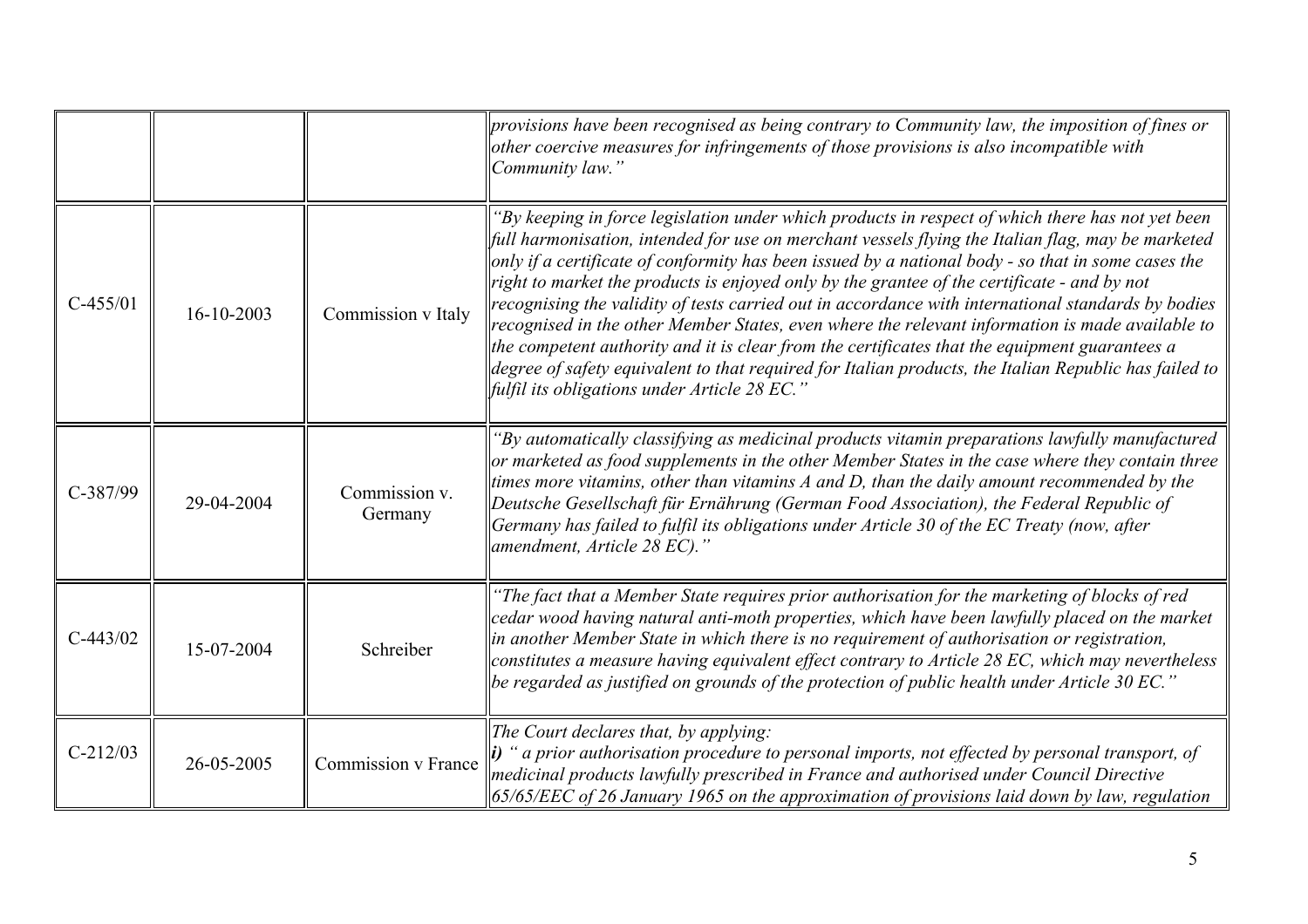| | | | |
|---|---|---|---|
| | | | *provisions have been recognised as being contrary to Community law, the imposition of fines or other coercive measures for infringements of those provisions is also incompatible with Community law."* |
| C-455/01 | 16-10-2003 | Commission v Italy | *"By keeping in force legislation under which products in respect of which there has not yet been full harmonisation, intended for use on merchant vessels flying the Italian flag, may be marketed only if a certificate of conformity has been issued by a national body - so that in some cases the right to market the products is enjoyed only by the grantee of the certificate - and by not recognising the validity of tests carried out in accordance with international standards by bodies recognised in the other Member States, even where the relevant information is made available to the competent authority and it is clear from the certificates that the equipment guarantees a degree of safety equivalent to that required for Italian products, the Italian Republic has failed to fulfil its obligations under Article 28 EC."* |
| C-387/99 | 29-04-2004 | Commission v. Germany | *"By automatically classifying as medicinal products vitamin preparations lawfully manufactured or marketed as food supplements in the other Member States in the case where they contain three times more vitamins, other than vitamins A and D, than the daily amount recommended by the Deutsche Gesellschaft für Ernährung (German Food Association), the Federal Republic of Germany has failed to fulfil its obligations under Article 30 of the EC Treaty (now, after amendment, Article 28 EC)."* |
| C-443/02 | 15-07-2004 | Schreiber | *"The fact that a Member State requires prior authorisation for the marketing of blocks of red cedar wood having natural anti-moth properties, which have been lawfully placed on the market in another Member State in which there is no requirement of authorisation or registration, constitutes a measure having equivalent effect contrary to Article 28 EC, which may nevertheless be regarded as justified on grounds of the protection of public health under Article 30 EC."* |
| C-212/03 | 26-05-2005 | Commission v France | *The Court declares that, by applying:* ***i)*** *" a prior authorisation procedure to personal imports, not effected by personal transport, of medicinal products lawfully prescribed in France and authorised under Council Directive 65/65/EEC of 26 January 1965 on the approximation of provisions laid down by law, regulation* |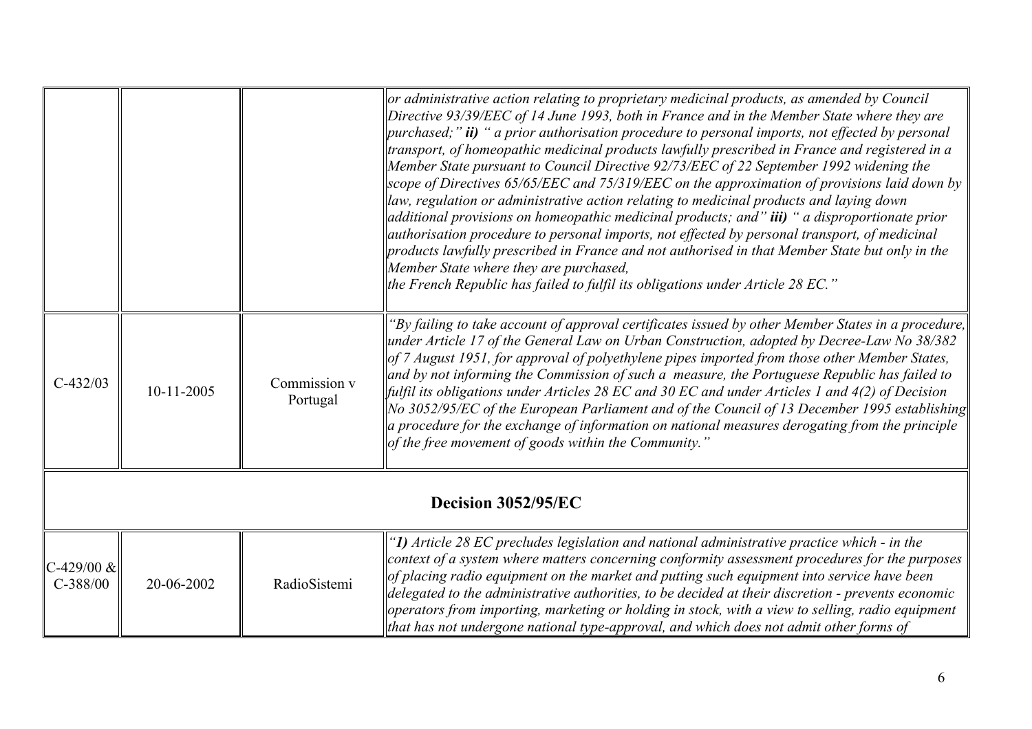| | | | |
|---|---|---|---|
| | | | *or administrative action relating to proprietary medicinal products, as amended by Council Directive 93/39/EEC of 14 June 1993, both in France and in the Member State where they are purchased;"* ***ii)*** *" a prior authorisation procedure to personal imports, not effected by personal transport, of homeopathic medicinal products lawfully prescribed in France and registered in a Member State pursuant to Council Directive 92/73/EEC of 22 September 1992 widening the scope of Directives 65/65/EEC and 75/319/EEC on the approximation of provisions laid down by law, regulation or administrative action relating to medicinal products and laying down additional provisions on homeopathic medicinal products; and"* ***iii)*** *" a disproportionate prior authorisation procedure to personal imports, not effected by personal transport, of medicinal products lawfully prescribed in France and not authorised in that Member State but only in the Member State where they are purchased,* *the French Republic has failed to fulfil its obligations under Article 28 EC."* |
| C-432/03 | 10-11-2005 | Commission v Portugal | *"By failing to take account of approval certificates issued by other Member States in a procedure, under Article 17 of the General Law on Urban Construction, adopted by Decree-Law No 38/382 of 7 August 1951, for approval of polyethylene pipes imported from those other Member States, and by not informing the Commission of such a measure, the Portuguese Republic has failed to fulfil its obligations under Articles 28 EC and 30 EC and under Articles 1 and 4(2) of Decision No 3052/95/EC of the European Parliament and of the Council of 13 December 1995 establishing a procedure for the exchange of information on national measures derogating from the principle of the free movement of goods within the Community."* |
| **Decision 3052/95/EC** | | | |
| C-429/00 & C-388/00 | 20-06-2002 | RadioSistemi | *"**1)** Article 28 EC precludes legislation and national administrative practice which - in the context of a system where matters concerning conformity assessment procedures for the purposes of placing radio equipment on the market and putting such equipment into service have been delegated to the administrative authorities, to be decided at their discretion - prevents economic operators from importing, marketing or holding in stock, with a view to selling, radio equipment that has not undergone national type-approval, and which does not admit other forms of* |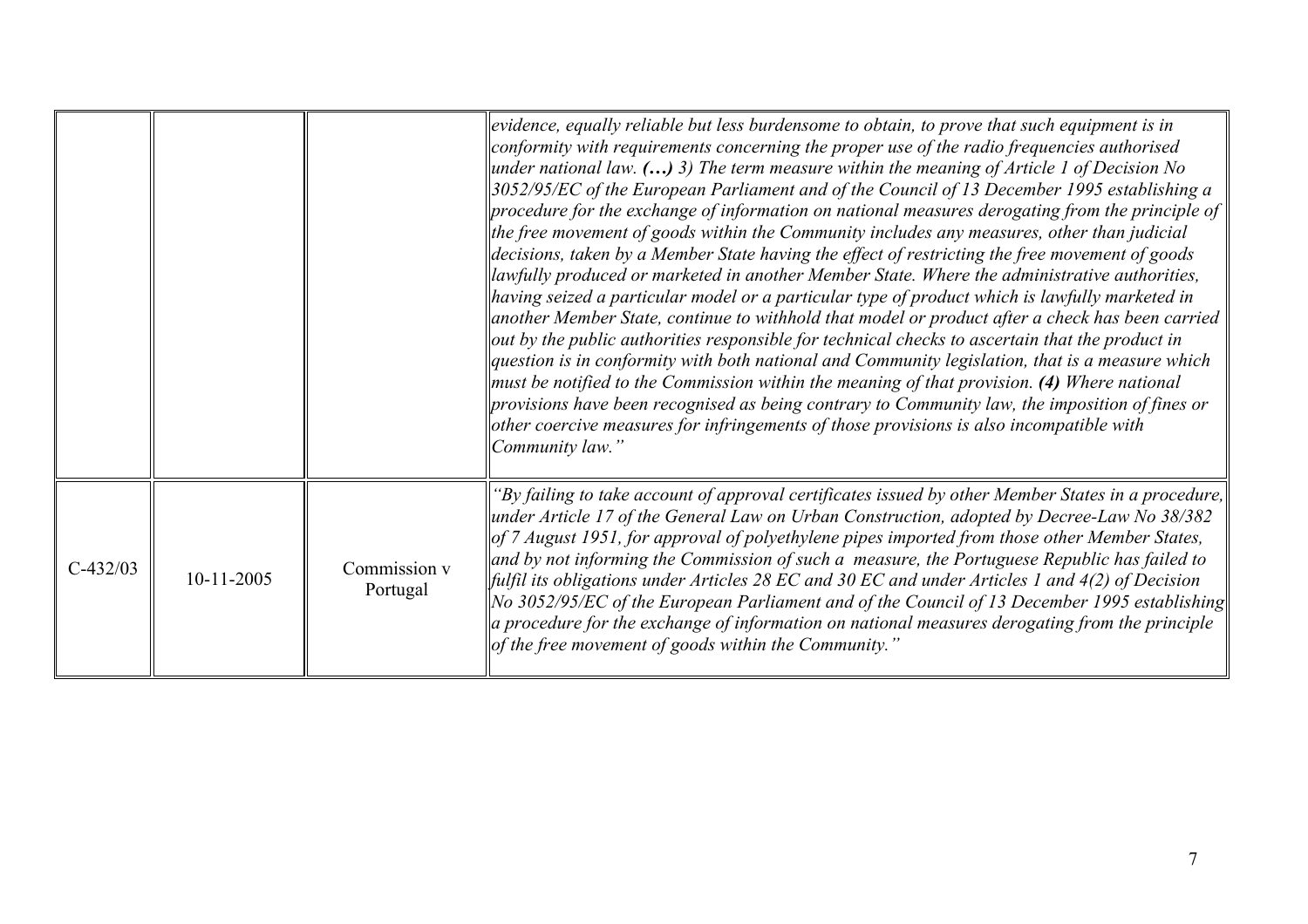| | | | |
|---|---|---|---|
| | | | *evidence, equally reliable but less burdensome to obtain, to prove that such equipment is in conformity with requirements concerning the proper use of the radio frequencies authorised under national law.* ***(…)*** *3) The term measure within the meaning of Article 1 of Decision No 3052/95/EC of the European Parliament and of the Council of 13 December 1995 establishing a procedure for the exchange of information on national measures derogating from the principle of the free movement of goods within the Community includes any measures, other than judicial decisions, taken by a Member State having the effect of restricting the free movement of goods lawfully produced or marketed in another Member State. Where the administrative authorities, having seized a particular model or a particular type of product which is lawfully marketed in another Member State, continue to withhold that model or product after a check has been carried out by the public authorities responsible for technical checks to ascertain that the product in question is in conformity with both national and Community legislation, that is a measure which must be notified to the Commission within the meaning of that provision.* ***(4)*** *Where national provisions have been recognised as being contrary to Community law, the imposition of fines or other coercive measures for infringements of those provisions is also incompatible with Community law."* |
| C-432/03 | 10-11-2005 | Commission v Portugal | *"By failing to take account of approval certificates issued by other Member States in a procedure, under Article 17 of the General Law on Urban Construction, adopted by Decree-Law No 38/382 of 7 August 1951, for approval of polyethylene pipes imported from those other Member States, and by not informing the Commission of such a measure, the Portuguese Republic has failed to fulfil its obligations under Articles 28 EC and 30 EC and under Articles 1 and 4(2) of Decision No 3052/95/EC of the European Parliament and of the Council of 13 December 1995 establishing a procedure for the exchange of information on national measures derogating from the principle of the free movement of goods within the Community."* |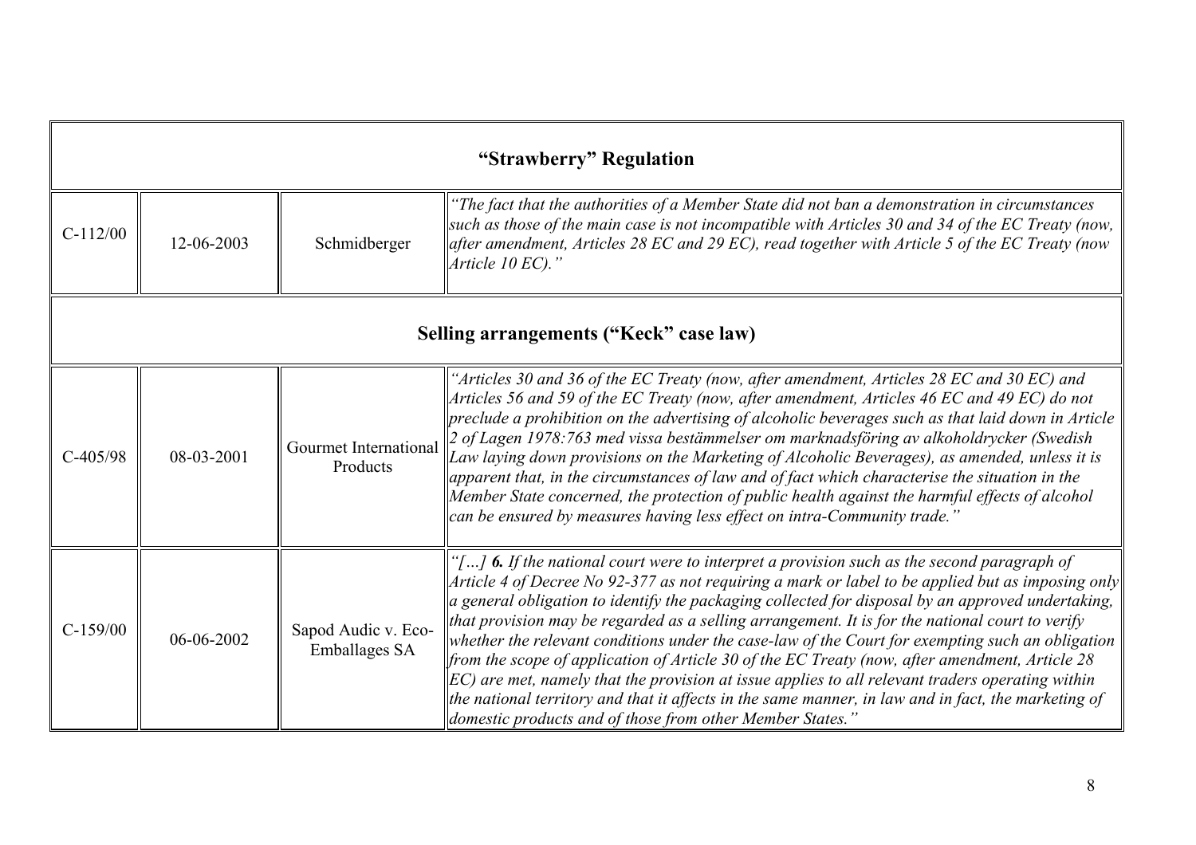| | | | |
|---|---|---|---|
| **"Strawberry" Regulation** | | | |
| C-112/00 | 12-06-2003 | Schmidberger | *"The fact that the authorities of a Member State did not ban a demonstration in circumstances such as those of the main case is not incompatible with Articles 30 and 34 of the EC Treaty (now, after amendment, Articles 28 EC and 29 EC), read together with Article 5 of the EC Treaty (now Article 10 EC)."* |
| **Selling arrangements ("Keck" case law)** | | | |
| C-405/98 | 08-03-2001 | Gourmet International Products | *"Articles 30 and 36 of the EC Treaty (now, after amendment, Articles 28 EC and 30 EC) and Articles 56 and 59 of the EC Treaty (now, after amendment, Articles 46 EC and 49 EC) do not preclude a prohibition on the advertising of alcoholic beverages such as that laid down in Article 2 of Lagen 1978:763 med vissa bestämmelser om marknadsföring av alkoholdrycker (Swedish Law laying down provisions on the Marketing of Alcoholic Beverages), as amended, unless it is apparent that, in the circumstances of law and of fact which characterise the situation in the Member State concerned, the protection of public health against the harmful effects of alcohol can be ensured by measures having less effect on intra-Community trade."* |
| C-159/00 | 06-06-2002 | Sapod Audic v. Eco-Emballages SA | *"[…] **6.** If the national court were to interpret a provision such as the second paragraph of Article 4 of Decree No 92-377 as not requiring a mark or label to be applied but as imposing only a general obligation to identify the packaging collected for disposal by an approved undertaking, that provision may be regarded as a selling arrangement. It is for the national court to verify whether the relevant conditions under the case-law of the Court for exempting such an obligation from the scope of application of Article 30 of the EC Treaty (now, after amendment, Article 28 EC) are met, namely that the provision at issue applies to all relevant traders operating within the national territory and that it affects in the same manner, in law and in fact, the marketing of domestic products and of those from other Member States."* |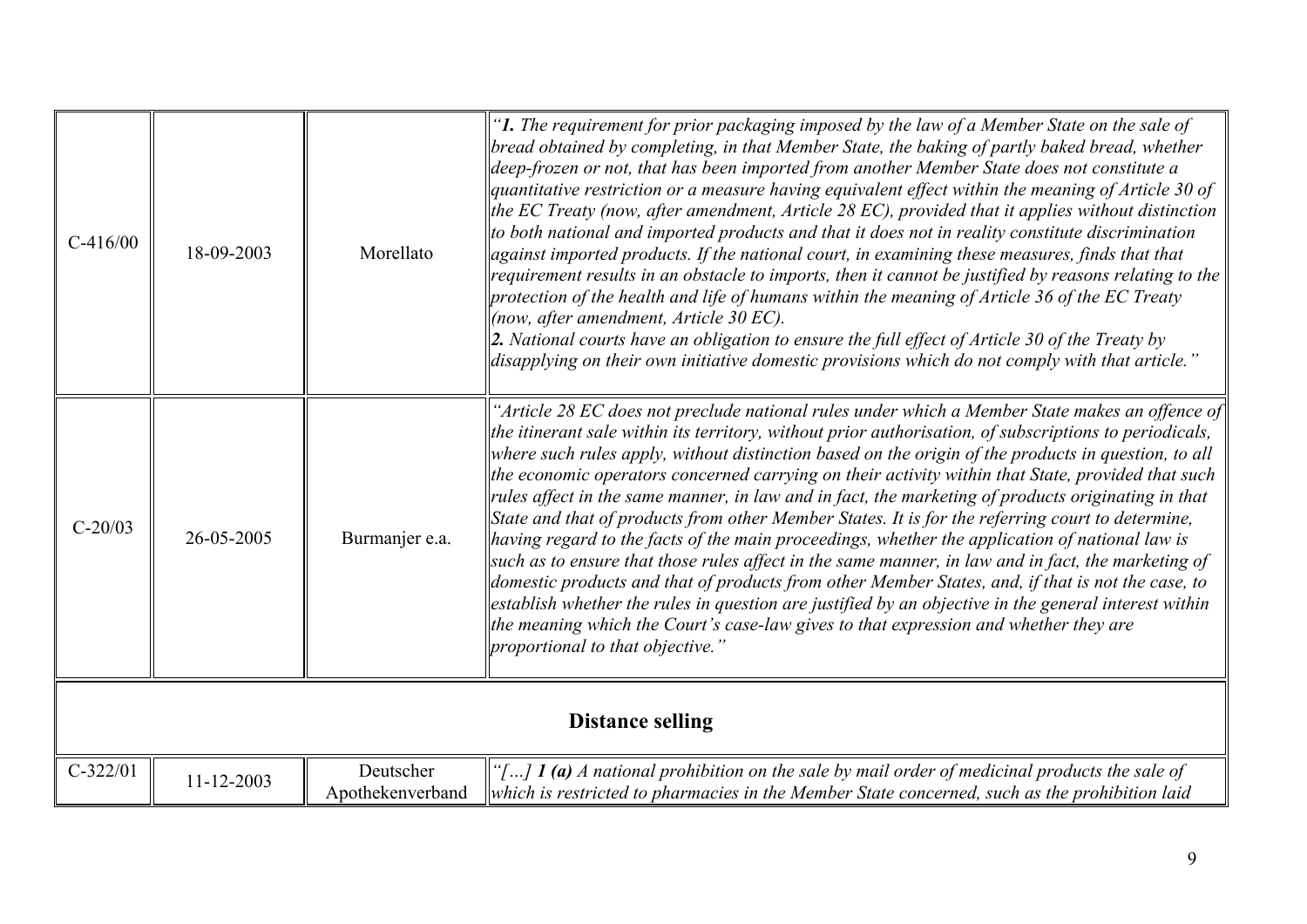| | | | |
|---|---|---|---|
| C-416/00 | 18-09-2003 | Morellato | *"**1.** The requirement for prior packaging imposed by the law of a Member State on the sale of bread obtained by completing, in that Member State, the baking of partly baked bread, whether deep-frozen or not, that has been imported from another Member State does not constitute a quantitative restriction or a measure having equivalent effect within the meaning of Article 30 of the EC Treaty (now, after amendment, Article 28 EC), provided that it applies without distinction to both national and imported products and that it does not in reality constitute discrimination against imported products. If the national court, in examining these measures, finds that that requirement results in an obstacle to imports, then it cannot be justified by reasons relating to the protection of the health and life of humans within the meaning of Article 36 of the EC Treaty (now, after amendment, Article 30 EC).* <br> ***2.** National courts have an obligation to ensure the full effect of Article 30 of the Treaty by disapplying on their own initiative domestic provisions which do not comply with that article."* |
| C-20/03 | 26-05-2005 | Burmanjer e.a. | *"Article 28 EC does not preclude national rules under which a Member State makes an offence of the itinerant sale within its territory, without prior authorisation, of subscriptions to periodicals, where such rules apply, without distinction based on the origin of the products in question, to all the economic operators concerned carrying on their activity within that State, provided that such rules affect in the same manner, in law and in fact, the marketing of products originating in that State and that of products from other Member States. It is for the referring court to determine, having regard to the facts of the main proceedings, whether the application of national law is such as to ensure that those rules affect in the same manner, in law and in fact, the marketing of domestic products and that of products from other Member States, and, if that is not the case, to establish whether the rules in question are justified by an objective in the general interest within the meaning which the Court's case-law gives to that expression and whether they are proportional to that objective."* |
| **Distance selling** | | | |
| C-322/01 | 11-12-2003 | Deutscher Apothekenverband | *"[…] **1 (a)** A national prohibition on the sale by mail order of medicinal products the sale of which is restricted to pharmacies in the Member State concerned, such as the prohibition laid* |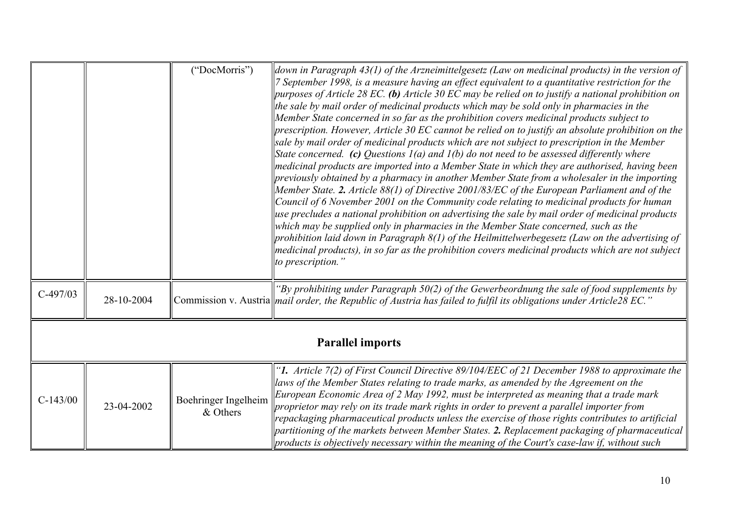| | | | |
|---|---|---|---|
| | | ("DocMorris") | *down in Paragraph 43(1) of the Arzneimittelgesetz (Law on medicinal products) in the version of 7 September 1998, is a measure having an effect equivalent to a quantitative restriction for the purposes of Article 28 EC.* ***(b)*** *Article 30 EC may be relied on to justify a national prohibition on the sale by mail order of medicinal products which may be sold only in pharmacies in the Member State concerned in so far as the prohibition covers medicinal products subject to prescription. However, Article 30 EC cannot be relied on to justify an absolute prohibition on the sale by mail order of medicinal products which are not subject to prescription in the Member State concerned.* ***(c)*** *Questions 1(a) and 1(b) do not need to be assessed differently where medicinal products are imported into a Member State in which they are authorised, having been previously obtained by a pharmacy in another Member State from a wholesaler in the importing Member State.* ***2.*** *Article 88(1) of Directive 2001/83/EC of the European Parliament and of the Council of 6 November 2001 on the Community code relating to medicinal products for human use precludes a national prohibition on advertising the sale by mail order of medicinal products which may be supplied only in pharmacies in the Member State concerned, such as the prohibition laid down in Paragraph 8(1) of the Heilmittelwerbegesetz (Law on the advertising of medicinal products), in so far as the prohibition covers medicinal products which are not subject to prescription."* |
| C-497/03 | 28-10-2004 | Commission v. Austria | *"By prohibiting under Paragraph 50(2) of the Gewerbeordnung the sale of food supplements by mail order, the Republic of Austria has failed to fulfil its obligations under Article28 EC."* |
| **Parallel imports** | | | |
| C-143/00 | 23-04-2002 | Boehringer Ingelheim & Others | *"****1.*** *Article 7(2) of First Council Directive 89/104/EEC of 21 December 1988 to approximate the laws of the Member States relating to trade marks, as amended by the Agreement on the European Economic Area of 2 May 1992, must be interpreted as meaning that a trade mark proprietor may rely on its trade mark rights in order to prevent a parallel importer from repackaging pharmaceutical products unless the exercise of those rights contributes to artificial partitioning of the markets between Member States.* ***2.*** *Replacement packaging of pharmaceutical products is objectively necessary within the meaning of the Court's case-law if, without such* |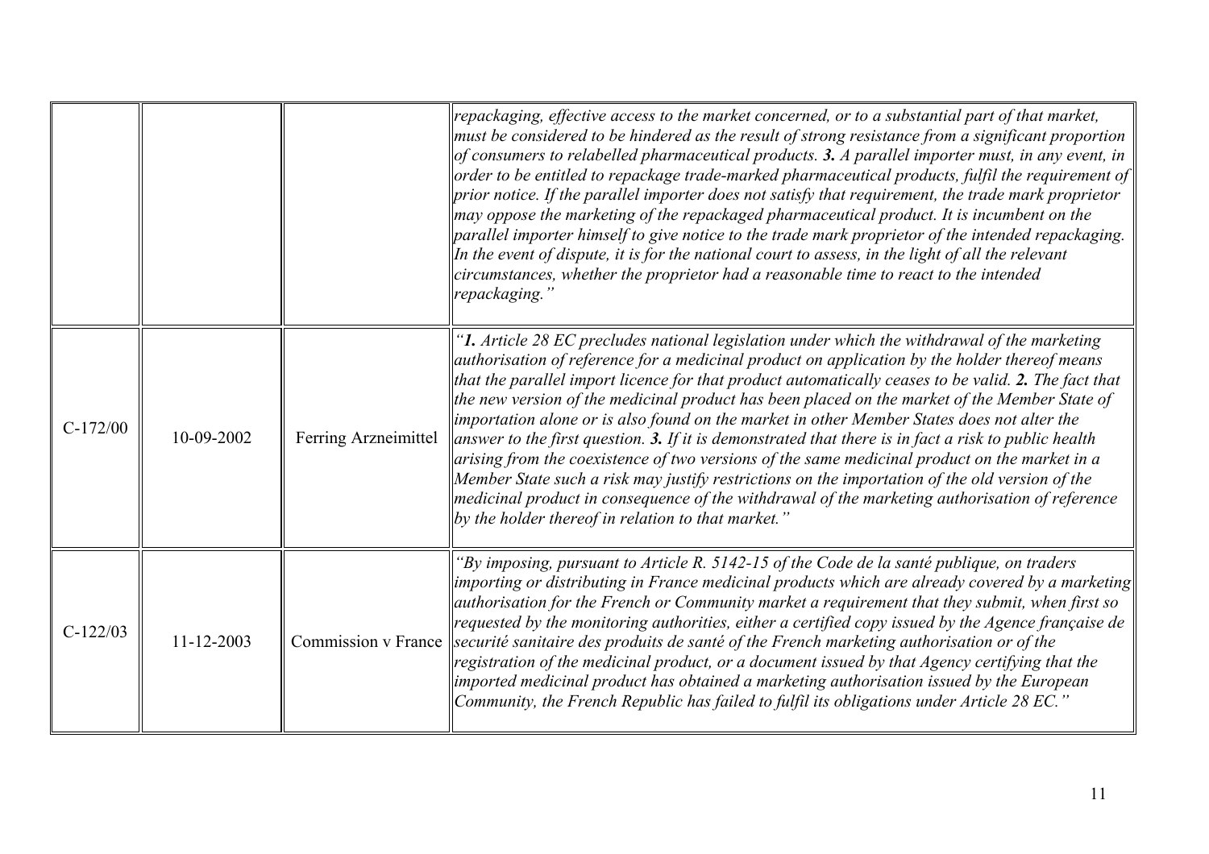| | | | |
|---|---|---|---|
| | | | *repackaging, effective access to the market concerned, or to a substantial part of that market, must be considered to be hindered as the result of strong resistance from a significant proportion of consumers to relabelled pharmaceutical products.* ***3.*** *A parallel importer must, in any event, in order to be entitled to repackage trade-marked pharmaceutical products, fulfil the requirement of prior notice. If the parallel importer does not satisfy that requirement, the trade mark proprietor may oppose the marketing of the repackaged pharmaceutical product. It is incumbent on the parallel importer himself to give notice to the trade mark proprietor of the intended repackaging. In the event of dispute, it is for the national court to assess, in the light of all the relevant circumstances, whether the proprietor had a reasonable time to react to the intended repackaging."* |
| C-172/00 | 10-09-2002 | Ferring Arzneimittel | *"****1.*** *Article 28 EC precludes national legislation under which the withdrawal of the marketing authorisation of reference for a medicinal product on application by the holder thereof means that the parallel import licence for that product automatically ceases to be valid.* ***2.*** *The fact that the new version of the medicinal product has been placed on the market of the Member State of importation alone or is also found on the market in other Member States does not alter the answer to the first question.* ***3.*** *If it is demonstrated that there is in fact a risk to public health arising from the coexistence of two versions of the same medicinal product on the market in a Member State such a risk may justify restrictions on the importation of the old version of the medicinal product in consequence of the withdrawal of the marketing authorisation of reference by the holder thereof in relation to that market."* |
| C-122/03 | 11-12-2003 | Commission v France | *"By imposing, pursuant to Article R. 5142-15 of the Code de la santé publique, on traders importing or distributing in France medicinal products which are already covered by a marketing authorisation for the French or Community market a requirement that they submit, when first so requested by the monitoring authorities, either a certified copy issued by the Agence française de securité sanitaire des produits de santé of the French marketing authorisation or of the registration of the medicinal product, or a document issued by that Agency certifying that the imported medicinal product has obtained a marketing authorisation issued by the European Community, the French Republic has failed to fulfil its obligations under Article 28 EC."* |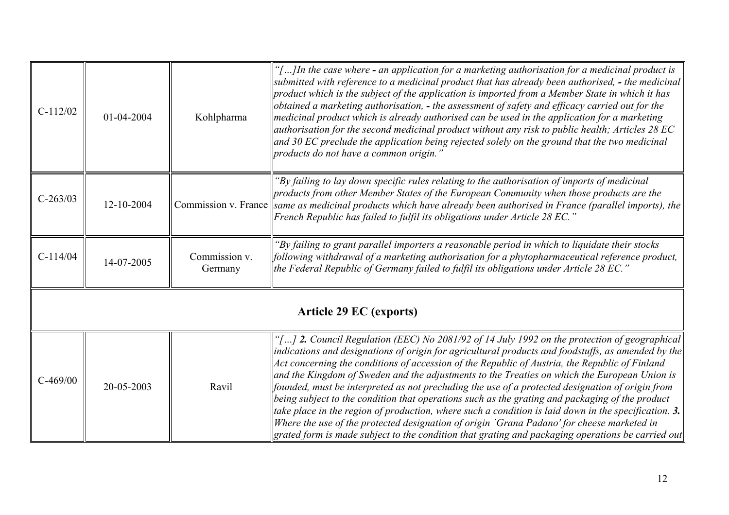| | | | |
|---|---|---|---|
| C-112/02 | 01-04-2004 | Kohlpharma | *"[…]In the case where **-** an application for a marketing authorisation for a medicinal product is submitted with reference to a medicinal product that has already been authorised, **-** the medicinal product which is the subject of the application is imported from a Member State in which it has obtained a marketing authorisation, **-** the assessment of safety and efficacy carried out for the medicinal product which is already authorised can be used in the application for a marketing authorisation for the second medicinal product without any risk to public health; Articles 28 EC and 30 EC preclude the application being rejected solely on the ground that the two medicinal products do not have a common origin."* |
| C-263/03 | 12-10-2004 | Commission v. France | *"By failing to lay down specific rules relating to the authorisation of imports of medicinal products from other Member States of the European Community when those products are the same as medicinal products which have already been authorised in France (parallel imports), the French Republic has failed to fulfil its obligations under Article 28 EC."* |
| C-114/04 | 14-07-2005 | Commission v. Germany | *"By failing to grant parallel importers a reasonable period in which to liquidate their stocks following withdrawal of a marketing authorisation for a phytopharmaceutical reference product, the Federal Republic of Germany failed to fulfil its obligations under Article 28 EC."* |
| **Article 29 EC (exports)** | | | |
| C-469/00 | 20-05-2003 | Ravil | *"[…] **2.** Council Regulation (EEC) No 2081/92 of 14 July 1992 on the protection of geographical indications and designations of origin for agricultural products and foodstuffs, as amended by the Act concerning the conditions of accession of the Republic of Austria, the Republic of Finland and the Kingdom of Sweden and the adjustments to the Treaties on which the European Union is founded, must be interpreted as not precluding the use of a protected designation of origin from being subject to the condition that operations such as the grating and packaging of the product take place in the region of production, where such a condition is laid down in the specification. **3.** Where the use of the protected designation of origin `Grana Padano' for cheese marketed in grated form is made subject to the condition that grating and packaging operations be carried out* |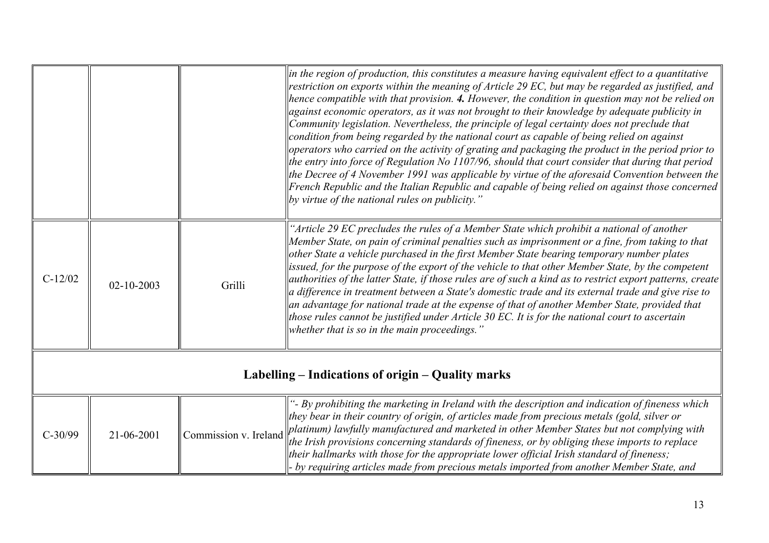| | | | |
|---|---|---|---|
| | | | *in the region of production, this constitutes a measure having equivalent effect to a quantitative restriction on exports within the meaning of Article 29 EC, but may be regarded as justified, and hence compatible with that provision.* ***4.*** *However, the condition in question may not be relied on against economic operators, as it was not brought to their knowledge by adequate publicity in Community legislation. Nevertheless, the principle of legal certainty does not preclude that condition from being regarded by the national court as capable of being relied on against operators who carried on the activity of grating and packaging the product in the period prior to the entry into force of Regulation No 1107/96, should that court consider that during that period the Decree of 4 November 1991 was applicable by virtue of the aforesaid Convention between the French Republic and the Italian Republic and capable of being relied on against those concerned by virtue of the national rules on publicity."* |
| C-12/02 | 02-10-2003 | Grilli | *"Article 29 EC precludes the rules of a Member State which prohibit a national of another Member State, on pain of criminal penalties such as imprisonment or a fine, from taking to that other State a vehicle purchased in the first Member State bearing temporary number plates issued, for the purpose of the export of the vehicle to that other Member State, by the competent authorities of the latter State, if those rules are of such a kind as to restrict export patterns, create a difference in treatment between a State's domestic trade and its external trade and give rise to an advantage for national trade at the expense of that of another Member State, provided that those rules cannot be justified under Article 30 EC. It is for the national court to ascertain whether that is so in the main proceedings."* |
| **Labelling – Indications of origin – Quality marks** | | | |
| C-30/99 | 21-06-2001 | Commission v. Ireland | *"- By prohibiting the marketing in Ireland with the description and indication of fineness which they bear in their country of origin, of articles made from precious metals (gold, silver or platinum) lawfully manufactured and marketed in other Member States but not complying with the Irish provisions concerning standards of fineness, or by obliging these imports to replace their hallmarks with those for the appropriate lower official Irish standard of fineness;*<br>*- by requiring articles made from precious metals imported from another Member State, and* |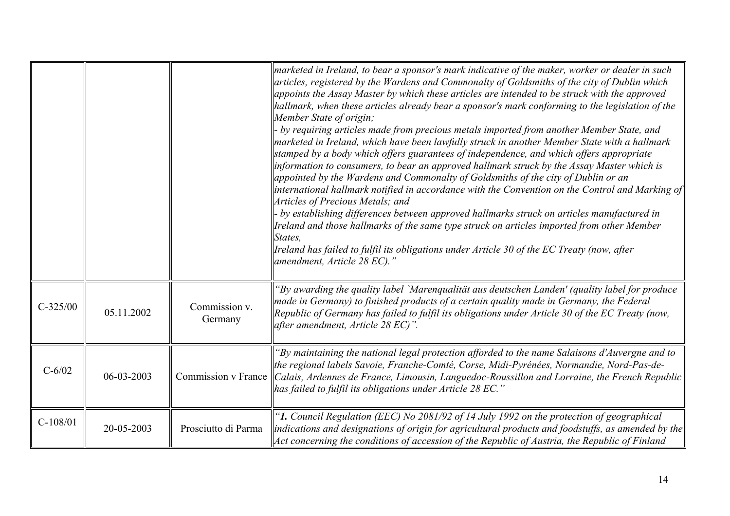| | | | |
|---|---|---|---|
| | | | *marketed in Ireland, to bear a sponsor's mark indicative of the maker, worker or dealer in such articles, registered by the Wardens and Commonalty of Goldsmiths of the city of Dublin which appoints the Assay Master by which these articles are intended to be struck with the approved hallmark, when these articles already bear a sponsor's mark conforming to the legislation of the Member State of origin;* <br>*- by requiring articles made from precious metals imported from another Member State, and marketed in Ireland, which have been lawfully struck in another Member State with a hallmark stamped by a body which offers guarantees of independence, and which offers appropriate information to consumers, to bear an approved hallmark struck by the Assay Master which is appointed by the Wardens and Commonalty of Goldsmiths of the city of Dublin or an international hallmark notified in accordance with the Convention on the Control and Marking of Articles of Precious Metals; and* <br>*- by establishing differences between approved hallmarks struck on articles manufactured in Ireland and those hallmarks of the same type struck on articles imported from other Member States,* <br>*Ireland has failed to fulfil its obligations under Article 30 of the EC Treaty (now, after amendment, Article 28 EC)."* |
| C-325/00 | 05.11.2002 | Commission v. Germany | *"By awarding the quality label `Marenqualität aus deutschen Landen' (quality label for produce made in Germany) to finished products of a certain quality made in Germany, the Federal Republic of Germany has failed to fulfil its obligations under Article 30 of the EC Treaty (now, after amendment, Article 28 EC)".* |
| C-6/02 | 06-03-2003 | Commission v France | *"By maintaining the national legal protection afforded to the name Salaisons d'Auvergne and to the regional labels Savoie, Franche-Comté, Corse, Midi-Pyrénées, Normandie, Nord-Pas-de-Calais, Ardennes de France, Limousin, Languedoc-Roussillon and Lorraine, the French Republic has failed to fulfil its obligations under Article 28 EC."* |
| C-108/01 | 20-05-2003 | Prosciutto di Parma | *"**1.** Council Regulation (EEC) No 2081/92 of 14 July 1992 on the protection of geographical indications and designations of origin for agricultural products and foodstuffs, as amended by the Act concerning the conditions of accession of the Republic of Austria, the Republic of Finland* |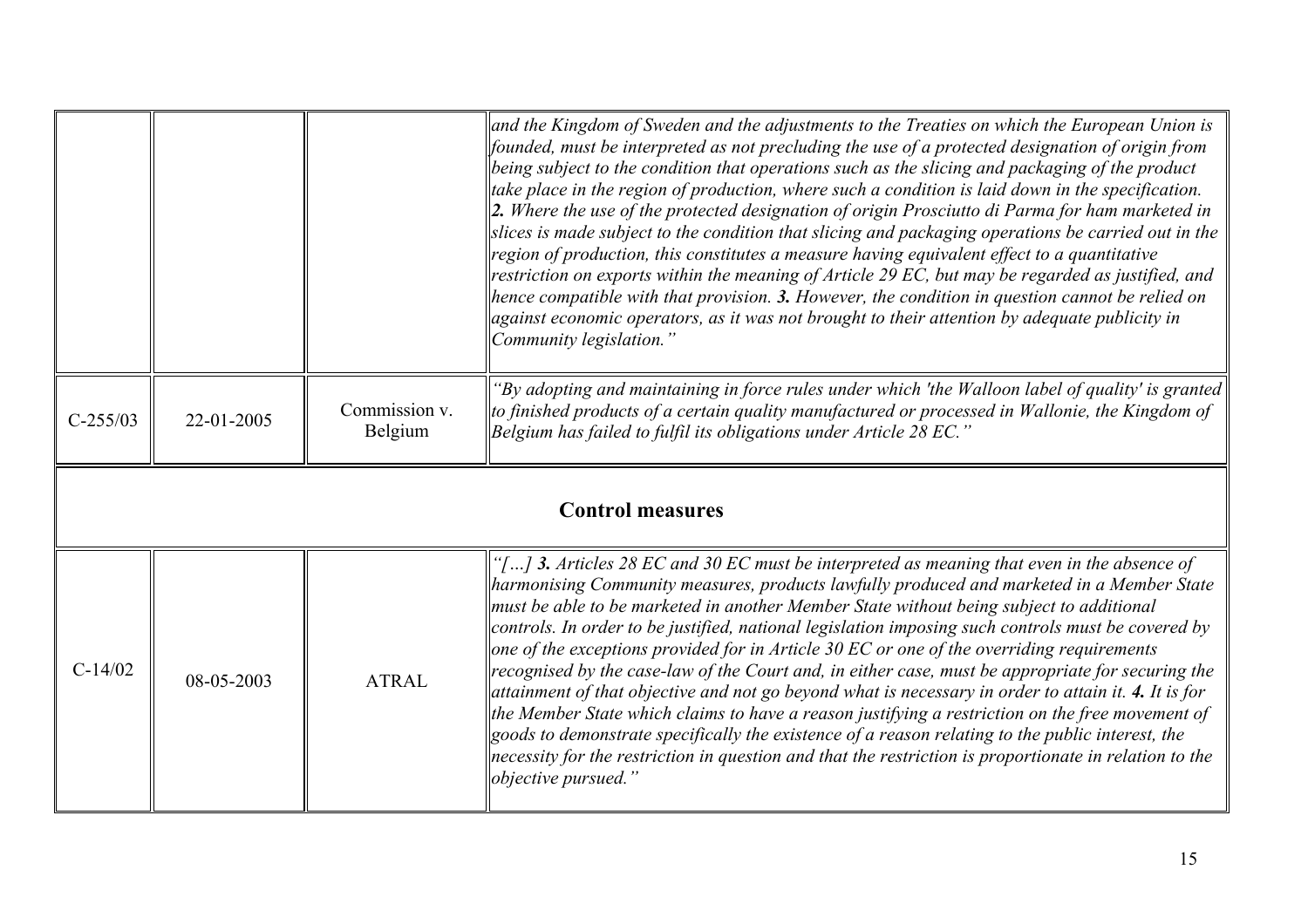| | | | |
|---|---|---|---|
| | | | *and the Kingdom of Sweden and the adjustments to the Treaties on which the European Union is founded, must be interpreted as not precluding the use of a protected designation of origin from being subject to the condition that operations such as the slicing and packaging of the product take place in the region of production, where such a condition is laid down in the specification.* ***2.*** *Where the use of the protected designation of origin Prosciutto di Parma for ham marketed in slices is made subject to the condition that slicing and packaging operations be carried out in the region of production, this constitutes a measure having equivalent effect to a quantitative restriction on exports within the meaning of Article 29 EC, but may be regarded as justified, and hence compatible with that provision.* ***3.*** *However, the condition in question cannot be relied on against economic operators, as it was not brought to their attention by adequate publicity in Community legislation."* |
| C-255/03 | 22-01-2005 | Commission v. Belgium | *"By adopting and maintaining in force rules under which 'the Walloon label of quality' is granted to finished products of a certain quality manufactured or processed in Wallonie, the Kingdom of Belgium has failed to fulfil its obligations under Article 28 EC."* |
| **Control measures** | | | |
| C-14/02 | 08-05-2003 | ATRAL | *"[…]* ***3.*** *Articles 28 EC and 30 EC must be interpreted as meaning that even in the absence of harmonising Community measures, products lawfully produced and marketed in a Member State must be able to be marketed in another Member State without being subject to additional controls. In order to be justified, national legislation imposing such controls must be covered by one of the exceptions provided for in Article 30 EC or one of the overriding requirements recognised by the case-law of the Court and, in either case, must be appropriate for securing the attainment of that objective and not go beyond what is necessary in order to attain it.* ***4.*** *It is for the Member State which claims to have a reason justifying a restriction on the free movement of goods to demonstrate specifically the existence of a reason relating to the public interest, the necessity for the restriction in question and that the restriction is proportionate in relation to the objective pursued."* |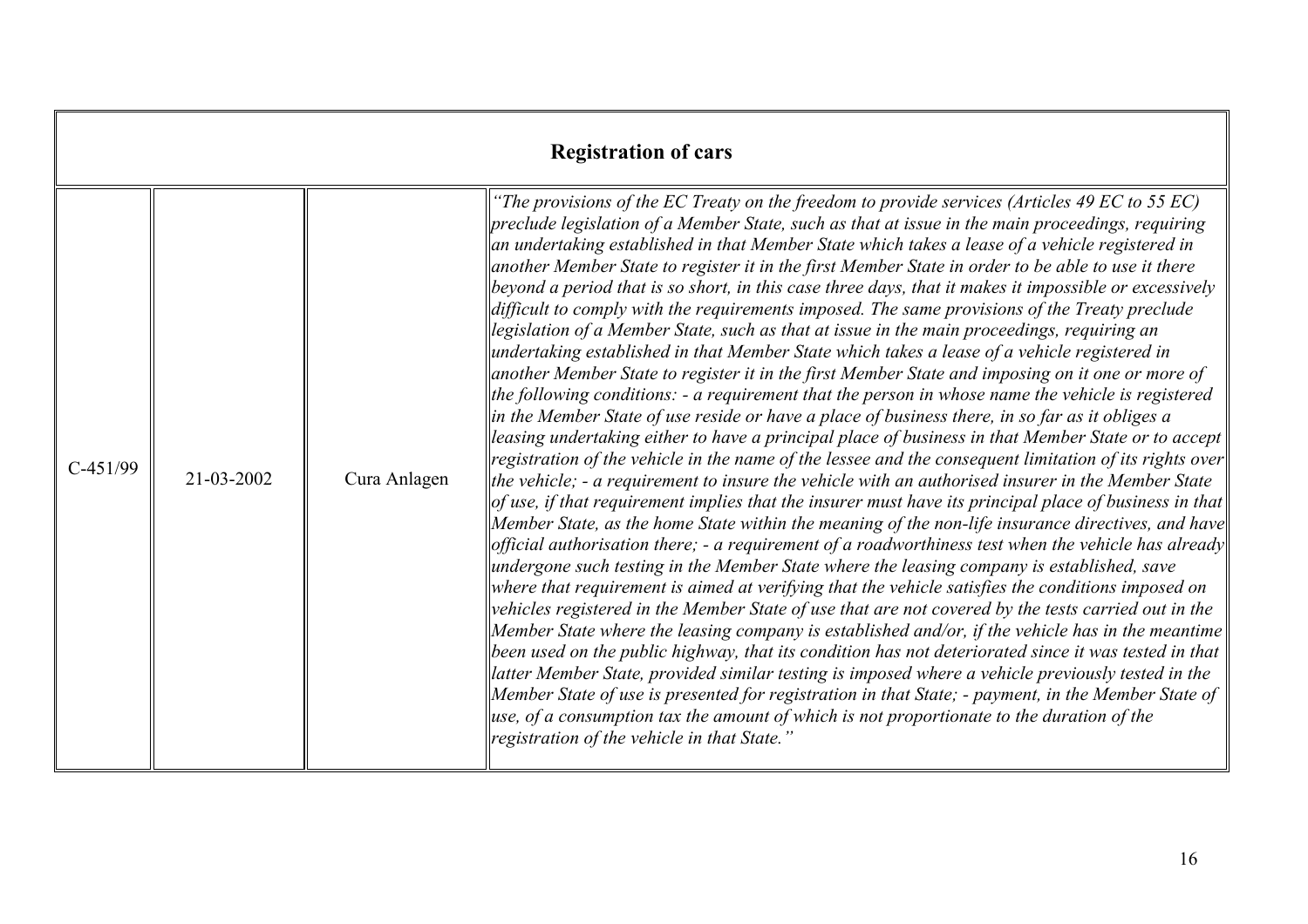| Registration of cars | | | |
|---|---|---|---|
| C-451/99 | 21-03-2002 | Cura Anlagen | *"The provisions of the EC Treaty on the freedom to provide services (Articles 49 EC to 55 EC) preclude legislation of a Member State, such as that at issue in the main proceedings, requiring an undertaking established in that Member State which takes a lease of a vehicle registered in another Member State to register it in the first Member State in order to be able to use it there beyond a period that is so short, in this case three days, that it makes it impossible or excessively difficult to comply with the requirements imposed. The same provisions of the Treaty preclude legislation of a Member State, such as that at issue in the main proceedings, requiring an undertaking established in that Member State which takes a lease of a vehicle registered in another Member State to register it in the first Member State and imposing on it one or more of the following conditions: - a requirement that the person in whose name the vehicle is registered in the Member State of use reside or have a place of business there, in so far as it obliges a leasing undertaking either to have a principal place of business in that Member State or to accept registration of the vehicle in the name of the lessee and the consequent limitation of its rights over the vehicle; - a requirement to insure the vehicle with an authorised insurer in the Member State of use, if that requirement implies that the insurer must have its principal place of business in that Member State, as the home State within the meaning of the non-life insurance directives, and have official authorisation there; - a requirement of a roadworthiness test when the vehicle has already undergone such testing in the Member State where the leasing company is established, save where that requirement is aimed at verifying that the vehicle satisfies the conditions imposed on vehicles registered in the Member State of use that are not covered by the tests carried out in the Member State where the leasing company is established and/or, if the vehicle has in the meantime been used on the public highway, that its condition has not deteriorated since it was tested in that latter Member State, provided similar testing is imposed where a vehicle previously tested in the Member State of use is presented for registration in that State; - payment, in the Member State of use, of a consumption tax the amount of which is not proportionate to the duration of the registration of the vehicle in that State."* |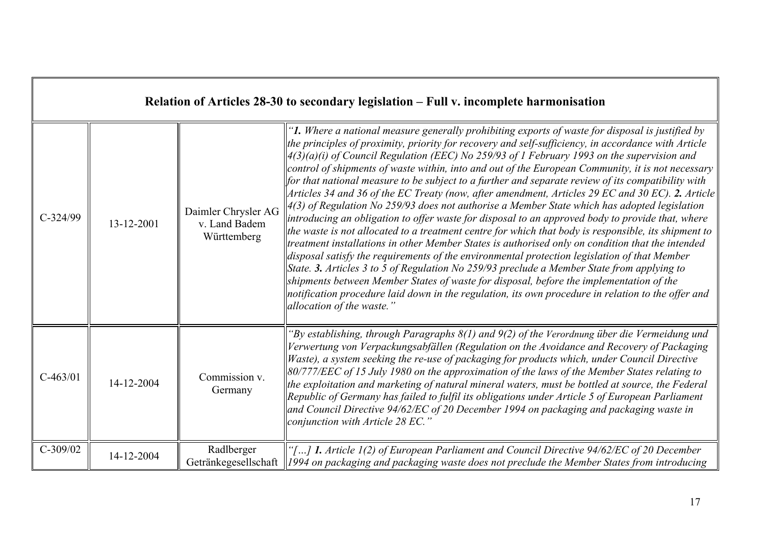| Relation of Articles 28-30 to secondary legislation – Full v. incomplete harmonisation | | | |
|---|---|---|---|
| C-324/99 | 13-12-2001 | Daimler Chrysler AG v. Land Badem Württemberg | *"**1.** Where a national measure generally prohibiting exports of waste for disposal is justified by the principles of proximity, priority for recovery and self-sufficiency, in accordance with Article 4(3)(a)(i) of Council Regulation (EEC) No 259/93 of 1 February 1993 on the supervision and control of shipments of waste within, into and out of the European Community, it is not necessary for that national measure to be subject to a further and separate review of its compatibility with Articles 34 and 36 of the EC Treaty (now, after amendment, Articles 29 EC and 30 EC). **2.** Article 4(3) of Regulation No 259/93 does not authorise a Member State which has adopted legislation introducing an obligation to offer waste for disposal to an approved body to provide that, where the waste is not allocated to a treatment centre for which that body is responsible, its shipment to treatment installations in other Member States is authorised only on condition that the intended disposal satisfy the requirements of the environmental protection legislation of that Member State. **3.** Articles 3 to 5 of Regulation No 259/93 preclude a Member State from applying to shipments between Member States of waste for disposal, before the implementation of the notification procedure laid down in the regulation, its own procedure in relation to the offer and allocation of the waste."* |
| C-463/01 | 14-12-2004 | Commission v. Germany | *"By establishing, through Paragraphs 8(1) and 9(2) of the Verordnung über die Vermeidung und Verwertung von Verpackungsabfällen (Regulation on the Avoidance and Recovery of Packaging Waste), a system seeking the re-use of packaging for products which, under Council Directive 80/777/EEC of 15 July 1980 on the approximation of the laws of the Member States relating to the exploitation and marketing of natural mineral waters, must be bottled at source, the Federal Republic of Germany has failed to fulfil its obligations under Article 5 of European Parliament and Council Directive 94/62/EC of 20 December 1994 on packaging and packaging waste in conjunction with Article 28 EC."* |
| C-309/02 | 14-12-2004 | Radlberger Getränkegesellschaft | *"[…] **1.** Article 1(2) of European Parliament and Council Directive 94/62/EC of 20 December 1994 on packaging and packaging waste does not preclude the Member States from introducing* |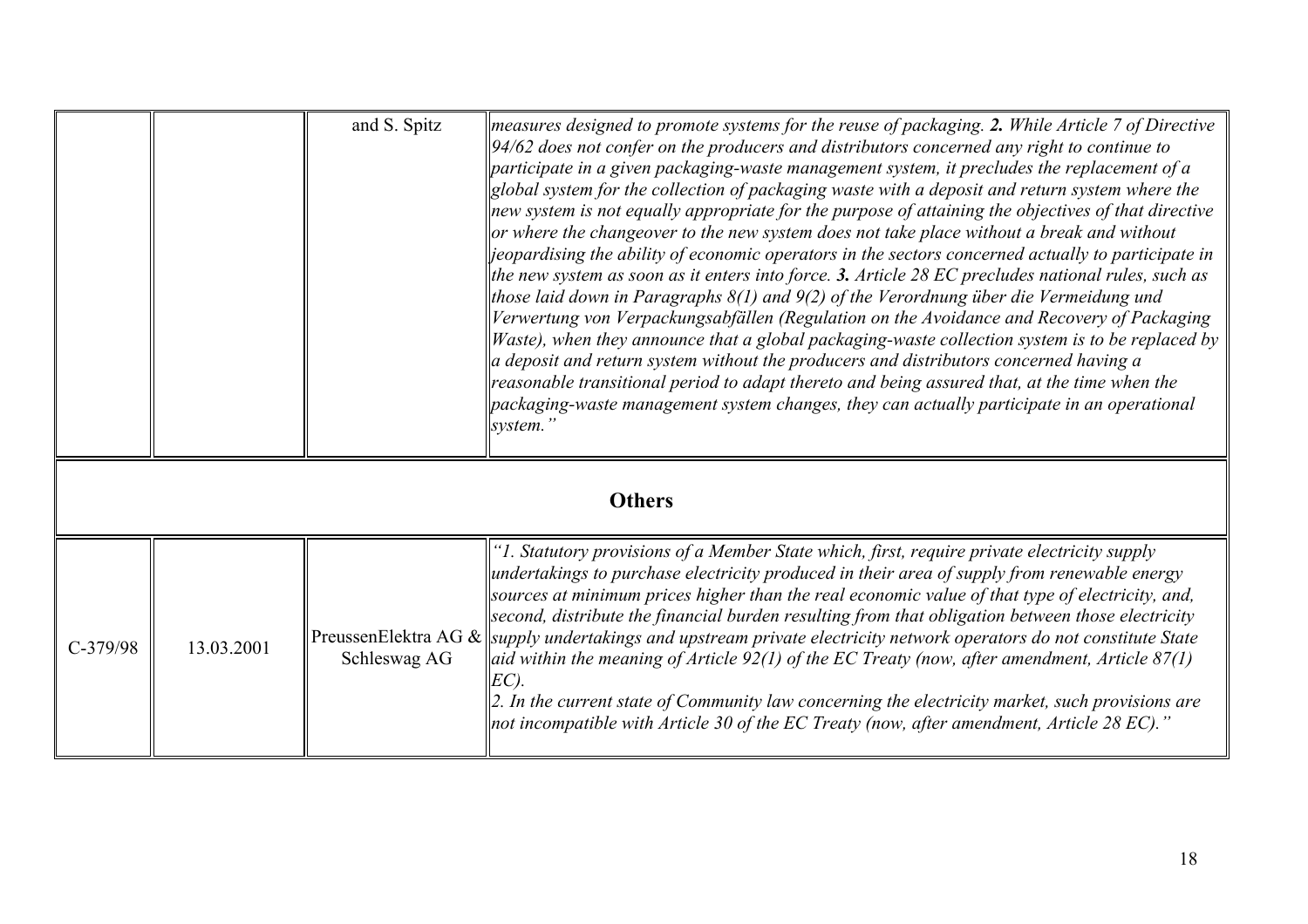| | | | |
|---|---|---|---|
| | | and S. Spitz | *measures designed to promote systems for the reuse of packaging.* ***2.*** *While Article 7 of Directive 94/62 does not confer on the producers and distributors concerned any right to continue to participate in a given packaging-waste management system, it precludes the replacement of a global system for the collection of packaging waste with a deposit and return system where the new system is not equally appropriate for the purpose of attaining the objectives of that directive or where the changeover to the new system does not take place without a break and without jeopardising the ability of economic operators in the sectors concerned actually to participate in the new system as soon as it enters into force.* ***3.*** *Article 28 EC precludes national rules, such as those laid down in Paragraphs 8(1) and 9(2) of the Verordnung über die Vermeidung und Verwertung von Verpackungsabfällen (Regulation on the Avoidance and Recovery of Packaging Waste), when they announce that a global packaging-waste collection system is to be replaced by a deposit and return system without the producers and distributors concerned having a reasonable transitional period to adapt thereto and being assured that, at the time when the packaging-waste management system changes, they can actually participate in an operational system."* |
| **Others** | | | |
| C-379/98 | 13.03.2001 | PreussenElektra AG & Schleswag AG | *"1. Statutory provisions of a Member State which, first, require private electricity supply undertakings to purchase electricity produced in their area of supply from renewable energy sources at minimum prices higher than the real economic value of that type of electricity, and, second, distribute the financial burden resulting from that obligation between those electricity supply undertakings and upstream private electricity network operators do not constitute State aid within the meaning of Article 92(1) of the EC Treaty (now, after amendment, Article 87(1) EC).*<br>*2. In the current state of Community law concerning the electricity market, such provisions are not incompatible with Article 30 of the EC Treaty (now, after amendment, Article 28 EC)."* |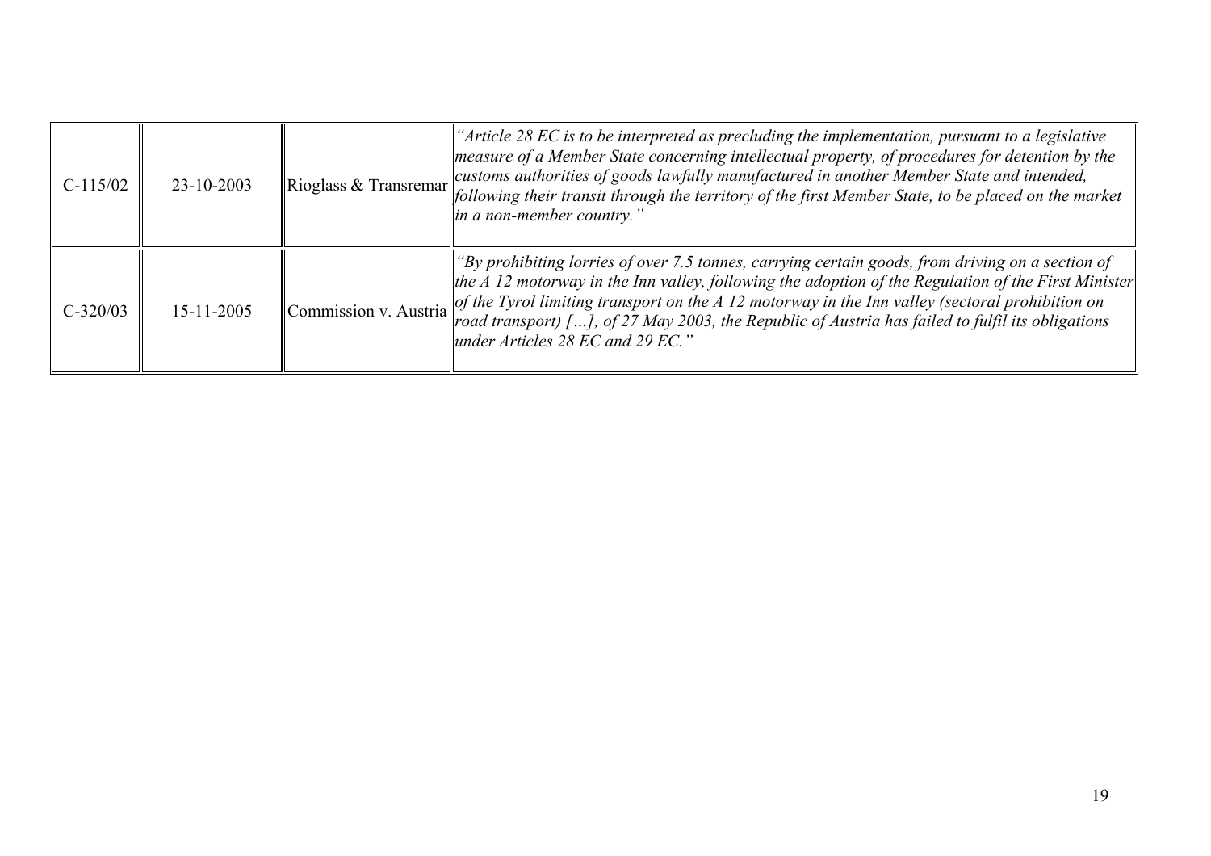| | | | |
|---|---|---|---|
| C-115/02 | 23-10-2003 | Rioglass & Transremar | *"Article 28 EC is to be interpreted as precluding the implementation, pursuant to a legislative measure of a Member State concerning intellectual property, of procedures for detention by the customs authorities of goods lawfully manufactured in another Member State and intended, following their transit through the territory of the first Member State, to be placed on the market in a non-member country."* |
| C-320/03 | 15-11-2005 | Commission v. Austria | *"By prohibiting lorries of over 7.5 tonnes, carrying certain goods, from driving on a section of the A 12 motorway in the Inn valley, following the adoption of the Regulation of the First Minister of the Tyrol limiting transport on the A 12 motorway in the Inn valley (sectoral prohibition on road transport) […], of 27 May 2003, the Republic of Austria has failed to fulfil its obligations under Articles 28 EC and 29 EC."* |